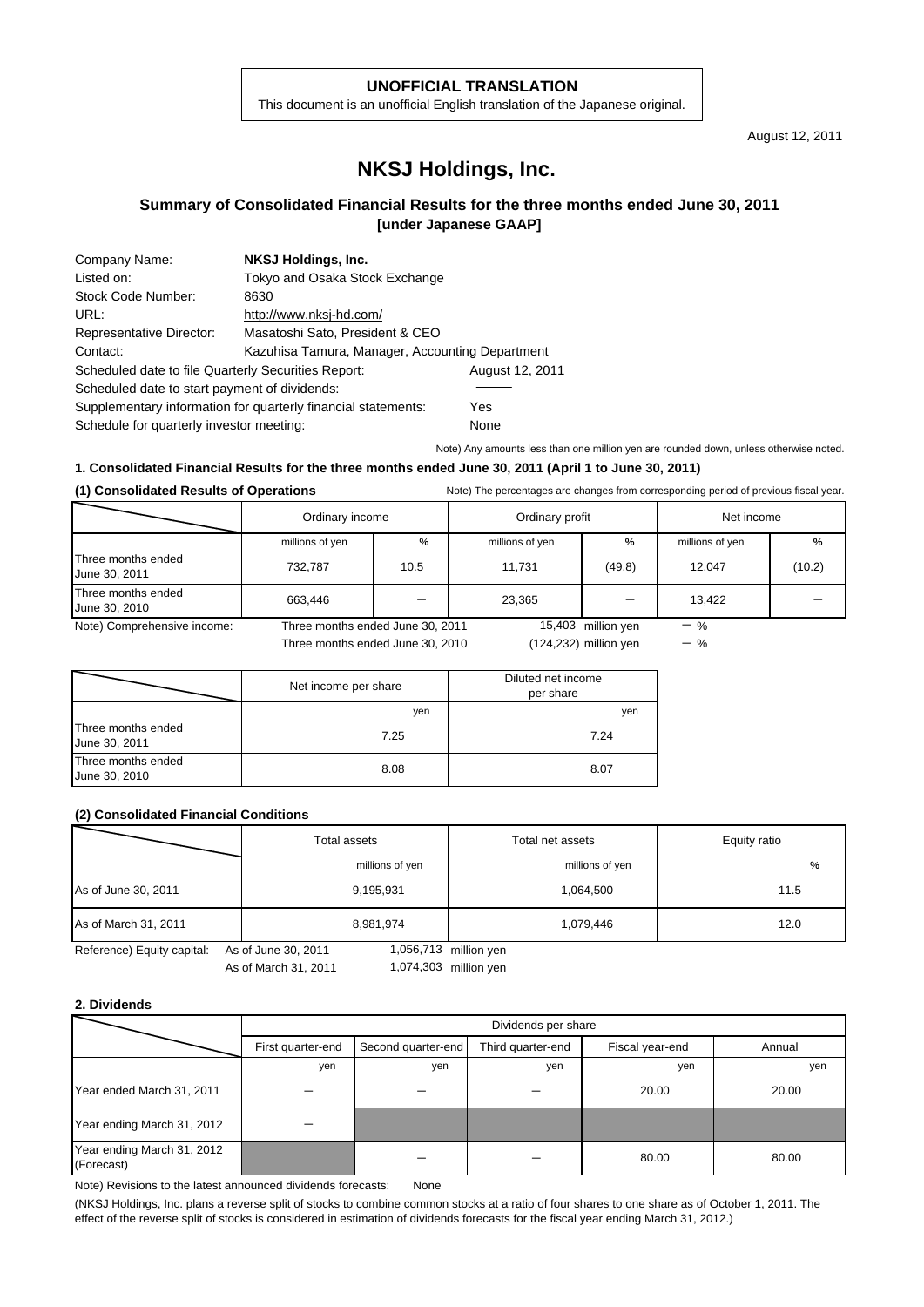**UNOFFICIAL TRANSLATION**

This document is an unofficial English translation of the Japanese original.

August 12, 2011

# NKSJ Holdings, Inc.

## Summary of Consolidated Financial Results for the three months ended June 30, 2011 [under Japanese GAAP]

| | |
|---|---|
| Company Name: | **NKSJ Holdings, Inc.** |
| Listed on: | Tokyo and Osaka Stock Exchange |
| Stock Code Number: | 8630 |
| URL: | http://www.nksj-hd.com/ |
| Representative Director: | Masatoshi Sato, President & CEO |
| Contact: | Kazuhisa Tamura, Manager, Accounting Department |

Scheduled date to file Quarterly Securities Report: August 12, 2011
Scheduled date to start payment of dividends: ―――
Supplementary information for quarterly financial statements: Yes
Schedule for quarterly investor meeting: None

Note) Any amounts less than one million yen are rounded down, unless otherwise noted.

### 1. Consolidated Financial Results for the three months ended June 30, 2011 (April 1 to June 30, 2011)

**(1) Consolidated Results of Operations**

Note) The percentages are changes from corresponding period of previous fiscal year.

| | Ordinary income | | Ordinary profit | | Net income | |
|---|---|---|---|---|---|---|
| | millions of yen | % | millions of yen | % | millions of yen | % |
| Three months ended June 30, 2011 | 732,787 | 10.5 | 11,731 | (49.8) | 12,047 | (10.2) |
| Three months ended June 30, 2010 | 663,446 | − | 23,365 | − | 13,422 | − |

Note) Comprehensive income: Three months ended June 30, 2011 15,403 million yen − %
Three months ended June 30, 2010 (124,232) million yen − %

| | Net income per share | Diluted net income per share |
|---|---|---|
| | yen | yen |
| Three months ended June 30, 2011 | 7.25 | 7.24 |
| Three months ended June 30, 2010 | 8.08 | 8.07 |

**(2) Consolidated Financial Conditions**

| | Total assets | Total net assets | Equity ratio |
|---|---|---|---|
| | millions of yen | millions of yen | % |
| As of June 30, 2011 | 9,195,931 | 1,064,500 | 11.5 |
| As of March 31, 2011 | 8,981,974 | 1,079,446 | 12.0 |

Reference) Equity capital: As of June 30, 2011 1,056,713 million yen
As of March 31, 2011 1,074,303 million yen

### 2. Dividends

| | Dividends per share | | | | |
|---|---|---|---|---|---|
| | First quarter-end | Second quarter-end | Third quarter-end | Fiscal year-end | Annual |
| | yen | yen | yen | yen | yen |
| Year ended March 31, 2011 | − | − | − | 20.00 | 20.00 |
| Year ending March 31, 2012 | − | | | | |
| Year ending March 31, 2012 (Forecast) | | − | − | 80.00 | 80.00 |

Note) Revisions to the latest announced dividends forecasts: None

(NKSJ Holdings, Inc. plans a reverse split of stocks to combine common stocks at a ratio of four shares to one share as of October 1, 2011. The effect of the reverse split of stocks is considered in estimation of dividends forecasts for the fiscal year ending March 31, 2012.)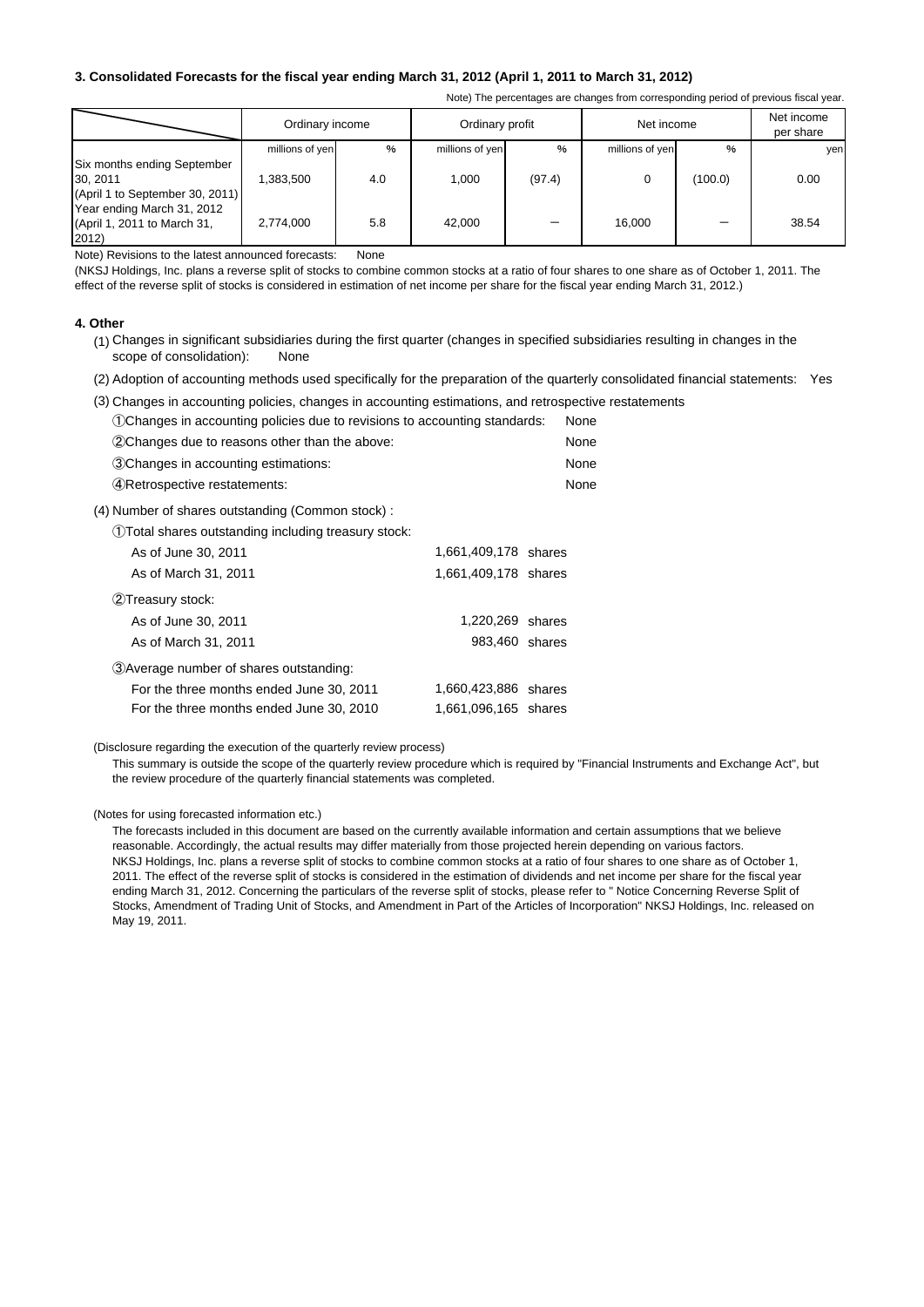### 3. Consolidated Forecasts for the fiscal year ending March 31, 2012 (April 1, 2011 to March 31, 2012)

Note) The percentages are changes from corresponding period of previous fiscal year.

| | Ordinary income | | Ordinary profit | | Net income | | Net income per share |
|---|---|---|---|---|---|---|---|
| | millions of yen | % | millions of yen | % | millions of yen | % | yen |
| Six months ending September 30, 2011 (April 1 to September 30, 2011) | 1,383,500 | 4.0 | 1,000 | (97.4) | 0 | (100.0) | 0.00 |
| Year ending March 31, 2012 (April 1, 2011 to March 31, 2012) | 2,774,000 | 5.8 | 42,000 | － | 16,000 | － | 38.54 |

Note) Revisions to the latest announced forecasts: None

(NKSJ Holdings, Inc. plans a reverse split of stocks to combine common stocks at a ratio of four shares to one share as of October 1, 2011. The effect of the reverse split of stocks is considered in estimation of net income per share for the fiscal year ending March 31, 2012.)

### 4. Other

(1) Changes in significant subsidiaries during the first quarter (changes in specified subsidiaries resulting in changes in the scope of consolidation): None

(2) Adoption of accounting methods used specifically for the preparation of the quarterly consolidated financial statements: Yes

(3) Changes in accounting policies, changes in accounting estimations, and retrospective restatements

①Changes in accounting policies due to revisions to accounting standards: None

②Changes due to reasons other than the above: None

③Changes in accounting estimations: None

④Retrospective restatements: None

(4) Number of shares outstanding (Common stock) :

①Total shares outstanding including treasury stock:

| | |
|---|---|
| As of June 30, 2011 | 1,661,409,178 shares |
| As of March 31, 2011 | 1,661,409,178 shares |

②Treasury stock:

| | |
|---|---|
| As of June 30, 2011 | 1,220,269 shares |
| As of March 31, 2011 | 983,460 shares |

③Average number of shares outstanding:

| | |
|---|---|
| For the three months ended June 30, 2011 | 1,660,423,886 shares |
| For the three months ended June 30, 2010 | 1,661,096,165 shares |

(Disclosure regarding the execution of the quarterly review process)

This summary is outside the scope of the quarterly review procedure which is required by "Financial Instruments and Exchange Act", but the review procedure of the quarterly financial statements was completed.

(Notes for using forecasted information etc.)

The forecasts included in this document are based on the currently available information and certain assumptions that we believe reasonable. Accordingly, the actual results may differ materially from those projected herein depending on various factors. NKSJ Holdings, Inc. plans a reverse split of stocks to combine common stocks at a ratio of four shares to one share as of October 1, 2011. The effect of the reverse split of stocks is considered in the estimation of dividends and net income per share for the fiscal year ending March 31, 2012. Concerning the particulars of the reverse split of stocks, please refer to " Notice Concerning Reverse Split of Stocks, Amendment of Trading Unit of Stocks, and Amendment in Part of the Articles of Incorporation" NKSJ Holdings, Inc. released on May 19, 2011.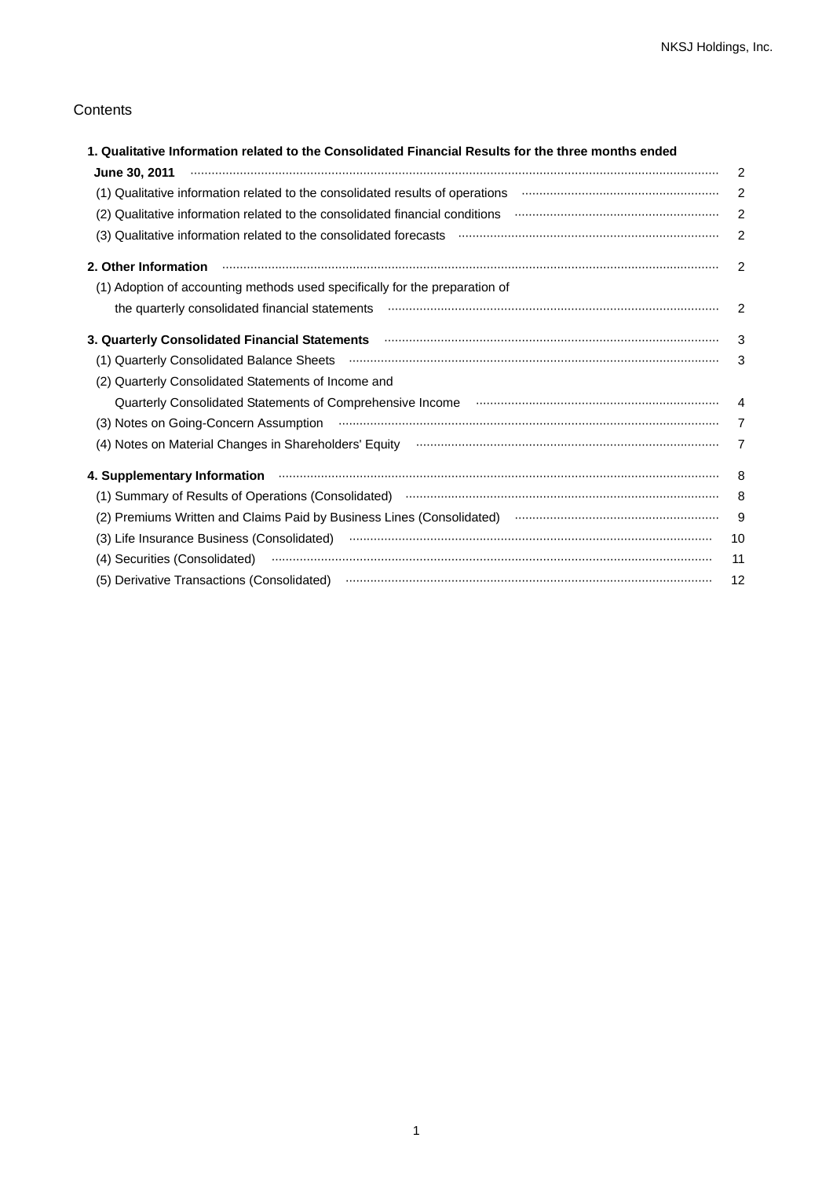Contents

| | |
|---|---|
| **1. Qualitative Information related to the Consolidated Financial Results for the three months ended June 30, 2011** | 2 |
| (1) Qualitative information related to the consolidated results of operations | 2 |
| (2) Qualitative information related to the consolidated financial conditions | 2 |
| (3) Qualitative information related to the consolidated forecasts | 2 |
| **2. Other Information** | 2 |
| (1) Adoption of accounting methods used specifically for the preparation of the quarterly consolidated financial statements | 2 |
| **3. Quarterly Consolidated Financial Statements** | 3 |
| (1) Quarterly Consolidated Balance Sheets | 3 |
| (2) Quarterly Consolidated Statements of Income and Quarterly Consolidated Statements of Comprehensive Income | 4 |
| (3) Notes on Going-Concern Assumption | 7 |
| (4) Notes on Material Changes in Shareholders' Equity | 7 |
| **4. Supplementary Information** | 8 |
| (1) Summary of Results of Operations (Consolidated) | 8 |
| (2) Premiums Written and Claims Paid by Business Lines (Consolidated) | 9 |
| (3) Life Insurance Business (Consolidated) | 10 |
| (4) Securities (Consolidated) | 11 |
| (5) Derivative Transactions (Consolidated) | 12 |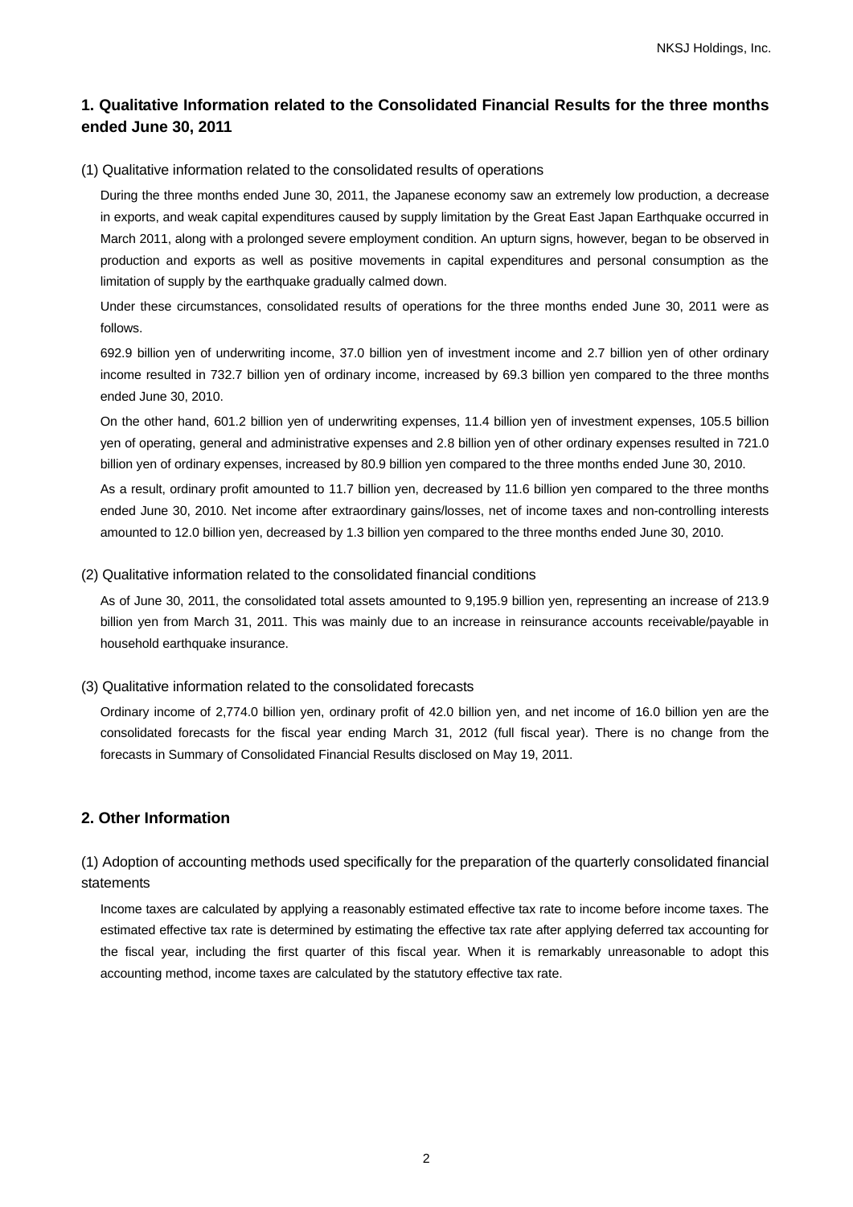## 1. Qualitative Information related to the Consolidated Financial Results for the three months ended June 30, 2011

### (1) Qualitative information related to the consolidated results of operations

During the three months ended June 30, 2011, the Japanese economy saw an extremely low production, a decrease in exports, and weak capital expenditures caused by supply limitation by the Great East Japan Earthquake occurred in March 2011, along with a prolonged severe employment condition. An upturn signs, however, began to be observed in production and exports as well as positive movements in capital expenditures and personal consumption as the limitation of supply by the earthquake gradually calmed down.

Under these circumstances, consolidated results of operations for the three months ended June 30, 2011 were as follows.

692.9 billion yen of underwriting income, 37.0 billion yen of investment income and 2.7 billion yen of other ordinary income resulted in 732.7 billion yen of ordinary income, increased by 69.3 billion yen compared to the three months ended June 30, 2010.

On the other hand, 601.2 billion yen of underwriting expenses, 11.4 billion yen of investment expenses, 105.5 billion yen of operating, general and administrative expenses and 2.8 billion yen of other ordinary expenses resulted in 721.0 billion yen of ordinary expenses, increased by 80.9 billion yen compared to the three months ended June 30, 2010.

As a result, ordinary profit amounted to 11.7 billion yen, decreased by 11.6 billion yen compared to the three months ended June 30, 2010. Net income after extraordinary gains/losses, net of income taxes and non-controlling interests amounted to 12.0 billion yen, decreased by 1.3 billion yen compared to the three months ended June 30, 2010.

### (2) Qualitative information related to the consolidated financial conditions

As of June 30, 2011, the consolidated total assets amounted to 9,195.9 billion yen, representing an increase of 213.9 billion yen from March 31, 2011. This was mainly due to an increase in reinsurance accounts receivable/payable in household earthquake insurance.

### (3) Qualitative information related to the consolidated forecasts

Ordinary income of 2,774.0 billion yen, ordinary profit of 42.0 billion yen, and net income of 16.0 billion yen are the consolidated forecasts for the fiscal year ending March 31, 2012 (full fiscal year). There is no change from the forecasts in Summary of Consolidated Financial Results disclosed on May 19, 2011.

## 2. Other Information

### (1) Adoption of accounting methods used specifically for the preparation of the quarterly consolidated financial statements

Income taxes are calculated by applying a reasonably estimated effective tax rate to income before income taxes. The estimated effective tax rate is determined by estimating the effective tax rate after applying deferred tax accounting for the fiscal year, including the first quarter of this fiscal year. When it is remarkably unreasonable to adopt this accounting method, income taxes are calculated by the statutory effective tax rate.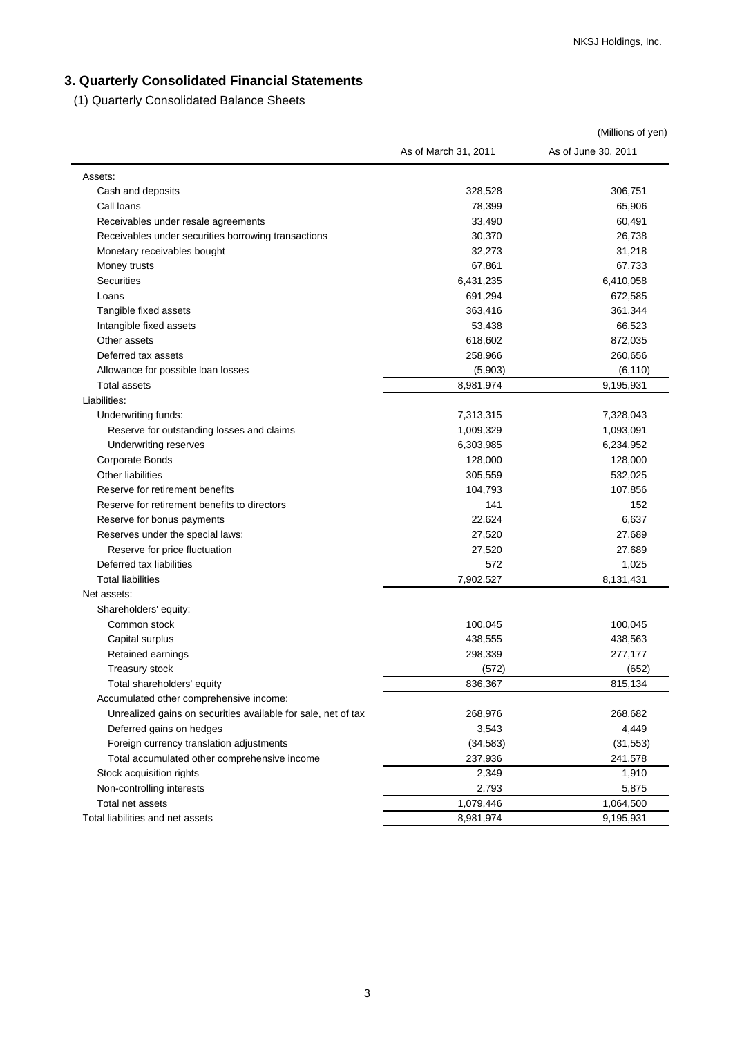## 3. Quarterly Consolidated Financial Statements

(1) Quarterly Consolidated Balance Sheets

(Millions of yen)

| | As of March 31, 2011 | As of June 30, 2011 |
|---|---|---|
| Assets: | | |
| Cash and deposits | 328,528 | 306,751 |
| Call loans | 78,399 | 65,906 |
| Receivables under resale agreements | 33,490 | 60,491 |
| Receivables under securities borrowing transactions | 30,370 | 26,738 |
| Monetary receivables bought | 32,273 | 31,218 |
| Money trusts | 67,861 | 67,733 |
| Securities | 6,431,235 | 6,410,058 |
| Loans | 691,294 | 672,585 |
| Tangible fixed assets | 363,416 | 361,344 |
| Intangible fixed assets | 53,438 | 66,523 |
| Other assets | 618,602 | 872,035 |
| Deferred tax assets | 258,966 | 260,656 |
| Allowance for possible loan losses | (5,903) | (6,110) |
| Total assets | 8,981,974 | 9,195,931 |
| Liabilities: | | |
| Underwriting funds: | 7,313,315 | 7,328,043 |
| Reserve for outstanding losses and claims | 1,009,329 | 1,093,091 |
| Underwriting reserves | 6,303,985 | 6,234,952 |
| Corporate Bonds | 128,000 | 128,000 |
| Other liabilities | 305,559 | 532,025 |
| Reserve for retirement benefits | 104,793 | 107,856 |
| Reserve for retirement benefits to directors | 141 | 152 |
| Reserve for bonus payments | 22,624 | 6,637 |
| Reserves under the special laws: | 27,520 | 27,689 |
| Reserve for price fluctuation | 27,520 | 27,689 |
| Deferred tax liabilities | 572 | 1,025 |
| Total liabilities | 7,902,527 | 8,131,431 |
| Net assets: | | |
| Shareholders' equity: | | |
| Common stock | 100,045 | 100,045 |
| Capital surplus | 438,555 | 438,563 |
| Retained earnings | 298,339 | 277,177 |
| Treasury stock | (572) | (652) |
| Total shareholders' equity | 836,367 | 815,134 |
| Accumulated other comprehensive income: | | |
| Unrealized gains on securities available for sale, net of tax | 268,976 | 268,682 |
| Deferred gains on hedges | 3,543 | 4,449 |
| Foreign currency translation adjustments | (34,583) | (31,553) |
| Total accumulated other comprehensive income | 237,936 | 241,578 |
| Stock acquisition rights | 2,349 | 1,910 |
| Non-controlling interests | 2,793 | 5,875 |
| Total net assets | 1,079,446 | 1,064,500 |
| Total liabilities and net assets | 8,981,974 | 9,195,931 |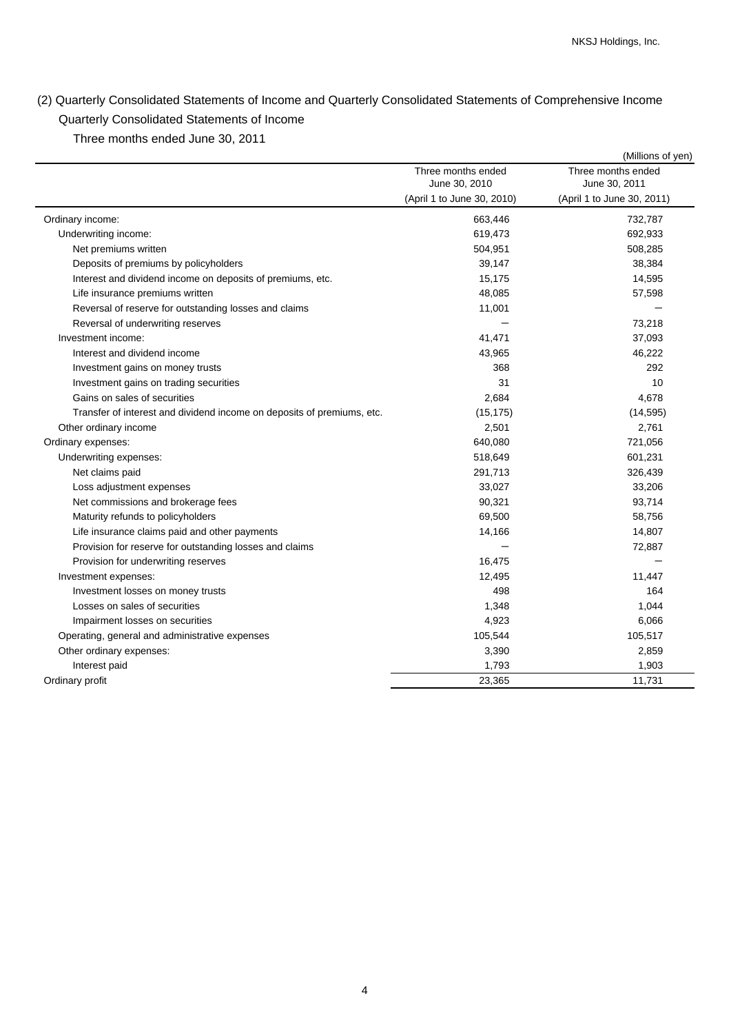## (2) Quarterly Consolidated Statements of Income and Quarterly Consolidated Statements of Comprehensive Income

### Quarterly Consolidated Statements of Income

Three months ended June 30, 2011

(Millions of yen)

| | Three months ended June 30, 2010 (April 1 to June 30, 2010) | Three months ended June 30, 2011 (April 1 to June 30, 2011) |
|---|---|---|
| Ordinary income: | 663,446 | 732,787 |
| Underwriting income: | 619,473 | 692,933 |
| Net premiums written | 504,951 | 508,285 |
| Deposits of premiums by policyholders | 39,147 | 38,384 |
| Interest and dividend income on deposits of premiums, etc. | 15,175 | 14,595 |
| Life insurance premiums written | 48,085 | 57,598 |
| Reversal of reserve for outstanding losses and claims | 11,001 | － |
| Reversal of underwriting reserves | － | 73,218 |
| Investment income: | 41,471 | 37,093 |
| Interest and dividend income | 43,965 | 46,222 |
| Investment gains on money trusts | 368 | 292 |
| Investment gains on trading securities | 31 | 10 |
| Gains on sales of securities | 2,684 | 4,678 |
| Transfer of interest and dividend income on deposits of premiums, etc. | (15,175) | (14,595) |
| Other ordinary income | 2,501 | 2,761 |
| Ordinary expenses: | 640,080 | 721,056 |
| Underwriting expenses: | 518,649 | 601,231 |
| Net claims paid | 291,713 | 326,439 |
| Loss adjustment expenses | 33,027 | 33,206 |
| Net commissions and brokerage fees | 90,321 | 93,714 |
| Maturity refunds to policyholders | 69,500 | 58,756 |
| Life insurance claims paid and other payments | 14,166 | 14,807 |
| Provision for reserve for outstanding losses and claims | － | 72,887 |
| Provision for underwriting reserves | 16,475 | － |
| Investment expenses: | 12,495 | 11,447 |
| Investment losses on money trusts | 498 | 164 |
| Losses on sales of securities | 1,348 | 1,044 |
| Impairment losses on securities | 4,923 | 6,066 |
| Operating, general and administrative expenses | 105,544 | 105,517 |
| Other ordinary expenses: | 3,390 | 2,859 |
| Interest paid | 1,793 | 1,903 |
| Ordinary profit | 23,365 | 11,731 |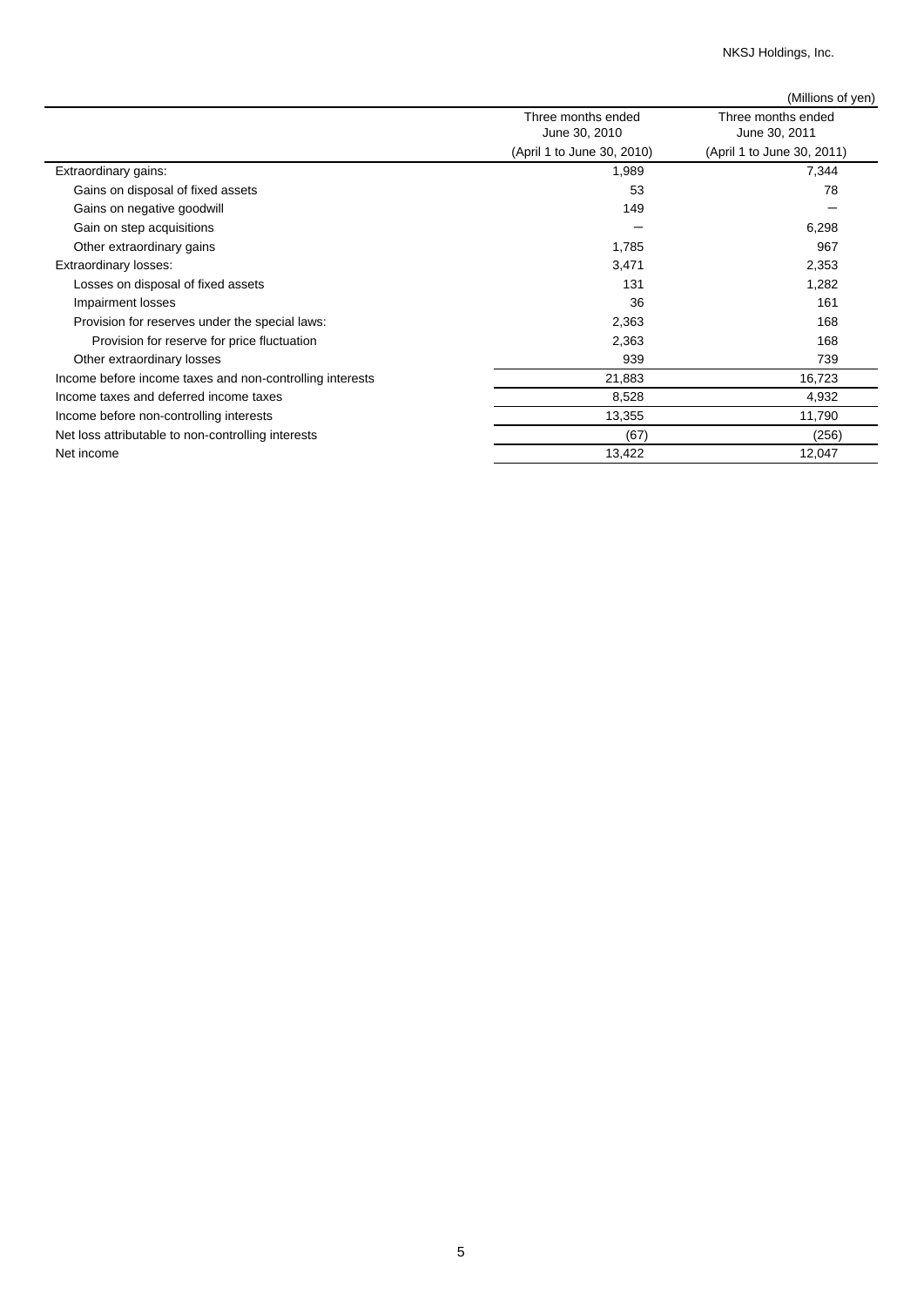(Millions of yen)

| | Three months ended June 30, 2010 (April 1 to June 30, 2010) | Three months ended June 30, 2011 (April 1 to June 30, 2011) |
|---|---|---|
| Extraordinary gains: | 1,989 | 7,344 |
| Gains on disposal of fixed assets | 53 | 78 |
| Gains on negative goodwill | 149 | － |
| Gain on step acquisitions | － | 6,298 |
| Other extraordinary gains | 1,785 | 967 |
| Extraordinary losses: | 3,471 | 2,353 |
| Losses on disposal of fixed assets | 131 | 1,282 |
| Impairment losses | 36 | 161 |
| Provision for reserves under the special laws: | 2,363 | 168 |
| Provision for reserve for price fluctuation | 2,363 | 168 |
| Other extraordinary losses | 939 | 739 |
| Income before income taxes and non-controlling interests | 21,883 | 16,723 |
| Income taxes and deferred income taxes | 8,528 | 4,932 |
| Income before non-controlling interests | 13,355 | 11,790 |
| Net loss attributable to non-controlling interests | (67) | (256) |
| Net income | 13,422 | 12,047 |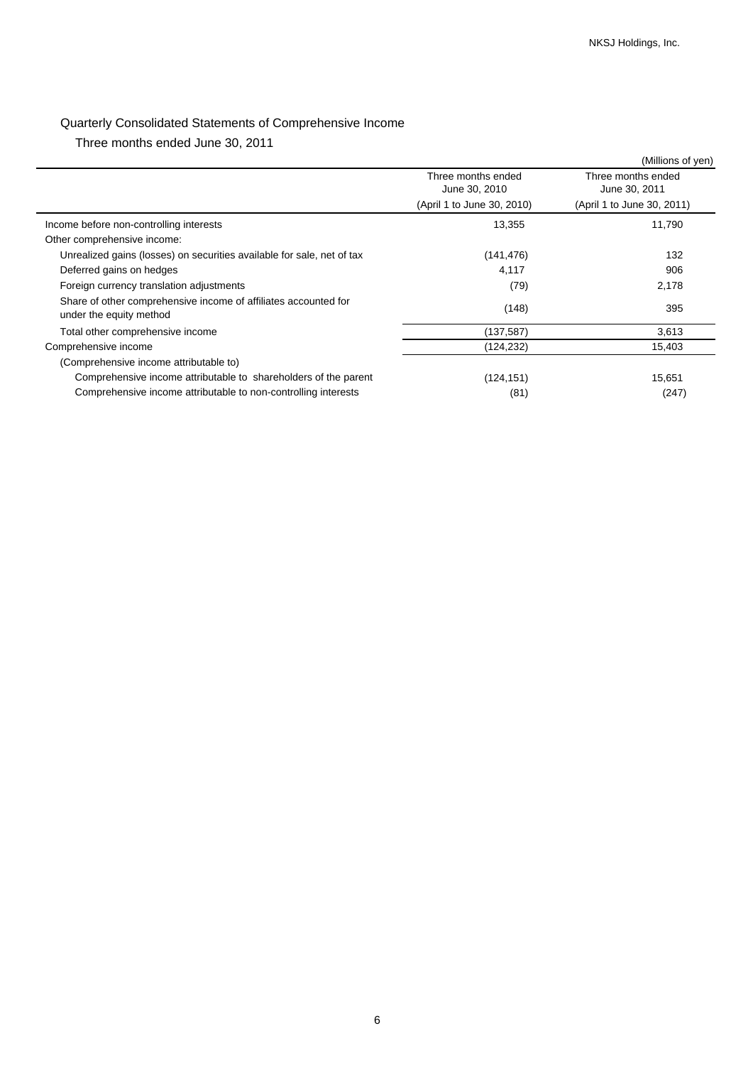## Quarterly Consolidated Statements of Comprehensive Income

Three months ended June 30, 2011

(Millions of yen)

| | Three months ended June 30, 2010 (April 1 to June 30, 2010) | Three months ended June 30, 2011 (April 1 to June 30, 2011) |
|---|---|---|
| Income before non-controlling interests | 13,355 | 11,790 |
| Other comprehensive income: | | |
| Unrealized gains (losses) on securities available for sale, net of tax | (141,476) | 132 |
| Deferred gains on hedges | 4,117 | 906 |
| Foreign currency translation adjustments | (79) | 2,178 |
| Share of other comprehensive income of affiliates accounted for under the equity method | (148) | 395 |
| Total other comprehensive income | (137,587) | 3,613 |
| Comprehensive income | (124,232) | 15,403 |
| (Comprehensive income attributable to) | | |
| Comprehensive income attributable to shareholders of the parent | (124,151) | 15,651 |
| Comprehensive income attributable to non-controlling interests | (81) | (247) |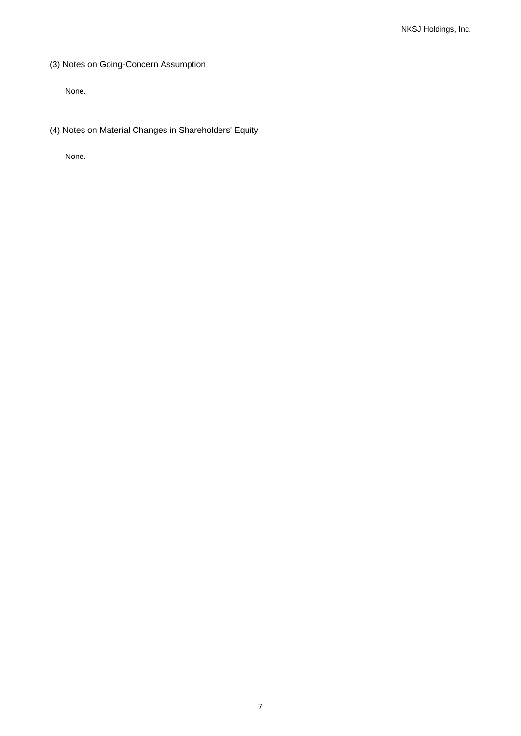### (3) Notes on Going-Concern Assumption

None.

### (4) Notes on Material Changes in Shareholders' Equity

None.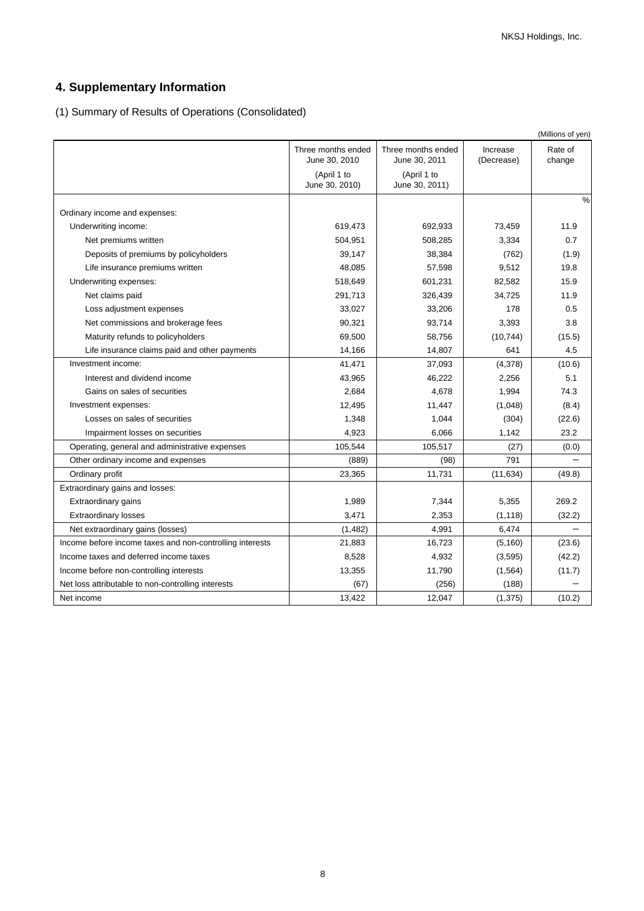## 4. Supplementary Information

(1) Summary of Results of Operations (Consolidated)

(Millions of yen)

| | Three months ended June 30, 2010 (April 1 to June 30, 2010) | Three months ended June 30, 2011 (April 1 to June 30, 2011) | Increase (Decrease) | Rate of change |
|---|---|---|---|---|
| | | | | % |
| Ordinary income and expenses: | | | | |
| Underwriting income: | 619,473 | 692,933 | 73,459 | 11.9 |
| Net premiums written | 504,951 | 508,285 | 3,334 | 0.7 |
| Deposits of premiums by policyholders | 39,147 | 38,384 | (762) | (1.9) |
| Life insurance premiums written | 48,085 | 57,598 | 9,512 | 19.8 |
| Underwriting expenses: | 518,649 | 601,231 | 82,582 | 15.9 |
| Net claims paid | 291,713 | 326,439 | 34,725 | 11.9 |
| Loss adjustment expenses | 33,027 | 33,206 | 178 | 0.5 |
| Net commissions and brokerage fees | 90,321 | 93,714 | 3,393 | 3.8 |
| Maturity refunds to policyholders | 69,500 | 58,756 | (10,744) | (15.5) |
| Life insurance claims paid and other payments | 14,166 | 14,807 | 641 | 4.5 |
| Investment income: | 41,471 | 37,093 | (4,378) | (10.6) |
| Interest and dividend income | 43,965 | 46,222 | 2,256 | 5.1 |
| Gains on sales of securities | 2,684 | 4,678 | 1,994 | 74.3 |
| Investment expenses: | 12,495 | 11,447 | (1,048) | (8.4) |
| Losses on sales of securities | 1,348 | 1,044 | (304) | (22.6) |
| Impairment losses on securities | 4,923 | 6,066 | 1,142 | 23.2 |
| Operating, general and administrative expenses | 105,544 | 105,517 | (27) | (0.0) |
| Other ordinary income and expenses | (889) | (98) | 791 | － |
| Ordinary profit | 23,365 | 11,731 | (11,634) | (49.8) |
| Extraordinary gains and losses: | | | | |
| Extraordinary gains | 1,989 | 7,344 | 5,355 | 269.2 |
| Extraordinary losses | 3,471 | 2,353 | (1,118) | (32.2) |
| Net extraordinary gains (losses) | (1,482) | 4,991 | 6,474 | － |
| Income before income taxes and non-controlling interests | 21,883 | 16,723 | (5,160) | (23.6) |
| Income taxes and deferred income taxes | 8,528 | 4,932 | (3,595) | (42.2) |
| Income before non-controlling interests | 13,355 | 11,790 | (1,564) | (11.7) |
| Net loss attributable to non-controlling interests | (67) | (256) | (188) | － |
| Net income | 13,422 | 12,047 | (1,375) | (10.2) |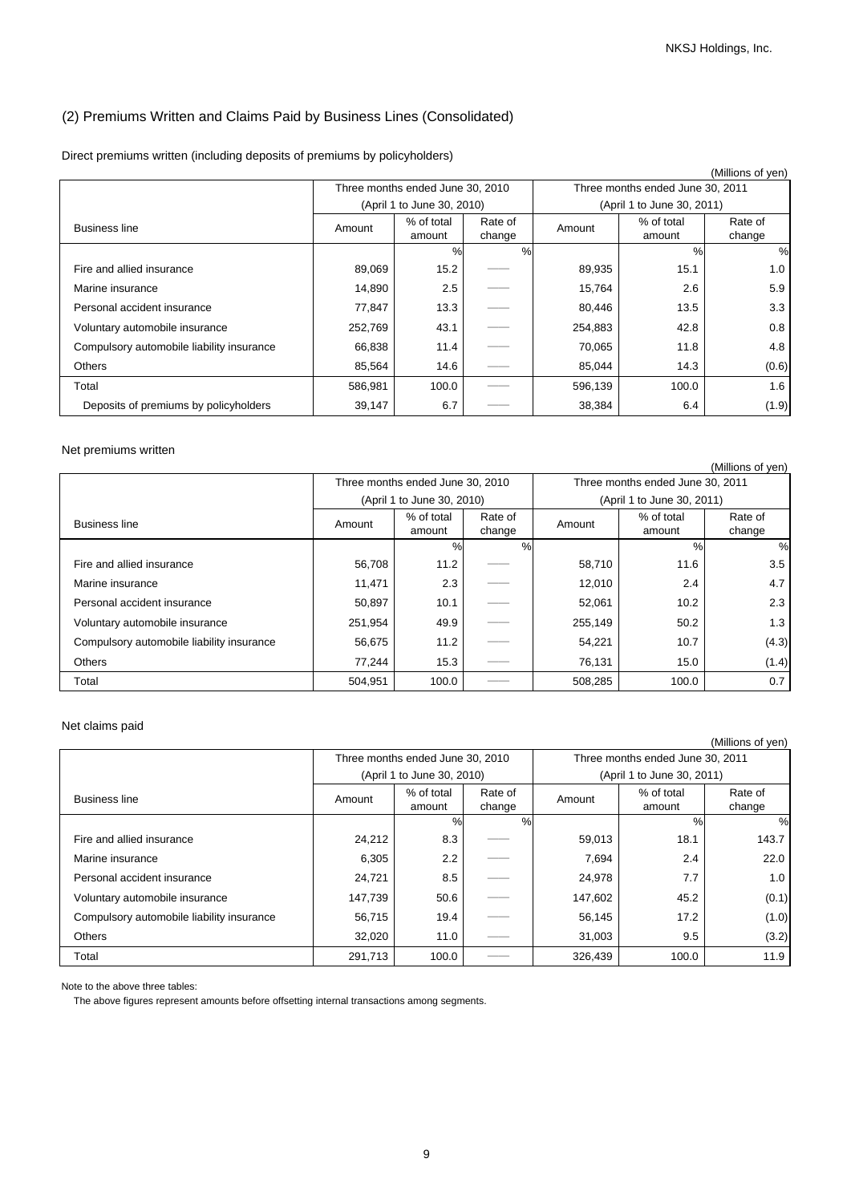## (2) Premiums Written and Claims Paid by Business Lines (Consolidated)

Direct premiums written (including deposits of premiums by policyholders)

(Millions of yen)

| Business line | Three months ended June 30, 2010 (April 1 to June 30, 2010) | | | Three months ended June 30, 2011 (April 1 to June 30, 2011) | | |
|---|---|---|---|---|---|---|
| | Amount | % of total amount | Rate of change | Amount | % of total amount | Rate of change |
| | | % | % | | % | % |
| Fire and allied insurance | 89,069 | 15.2 | —— | 89,935 | 15.1 | 1.0 |
| Marine insurance | 14,890 | 2.5 | —— | 15,764 | 2.6 | 5.9 |
| Personal accident insurance | 77,847 | 13.3 | —— | 80,446 | 13.5 | 3.3 |
| Voluntary automobile insurance | 252,769 | 43.1 | —— | 254,883 | 42.8 | 0.8 |
| Compulsory automobile liability insurance | 66,838 | 11.4 | —— | 70,065 | 11.8 | 4.8 |
| Others | 85,564 | 14.6 | —— | 85,044 | 14.3 | (0.6) |
| Total | 586,981 | 100.0 | —— | 596,139 | 100.0 | 1.6 |
| Deposits of premiums by policyholders | 39,147 | 6.7 | —— | 38,384 | 6.4 | (1.9) |

Net premiums written

(Millions of yen)

| Business line | Three months ended June 30, 2010 (April 1 to June 30, 2010) | | | Three months ended June 30, 2011 (April 1 to June 30, 2011) | | |
|---|---|---|---|---|---|---|
| | Amount | % of total amount | Rate of change | Amount | % of total amount | Rate of change |
| | | % | % | | % | % |
| Fire and allied insurance | 56,708 | 11.2 | —— | 58,710 | 11.6 | 3.5 |
| Marine insurance | 11,471 | 2.3 | —— | 12,010 | 2.4 | 4.7 |
| Personal accident insurance | 50,897 | 10.1 | —— | 52,061 | 10.2 | 2.3 |
| Voluntary automobile insurance | 251,954 | 49.9 | —— | 255,149 | 50.2 | 1.3 |
| Compulsory automobile liability insurance | 56,675 | 11.2 | —— | 54,221 | 10.7 | (4.3) |
| Others | 77,244 | 15.3 | —— | 76,131 | 15.0 | (1.4) |
| Total | 504,951 | 100.0 | —— | 508,285 | 100.0 | 0.7 |

Net claims paid

(Millions of yen)

| Business line | Three months ended June 30, 2010 (April 1 to June 30, 2010) | | | Three months ended June 30, 2011 (April 1 to June 30, 2011) | | |
|---|---|---|---|---|---|---|
| | Amount | % of total amount | Rate of change | Amount | % of total amount | Rate of change |
| | | % | % | | % | % |
| Fire and allied insurance | 24,212 | 8.3 | —— | 59,013 | 18.1 | 143.7 |
| Marine insurance | 6,305 | 2.2 | —— | 7,694 | 2.4 | 22.0 |
| Personal accident insurance | 24,721 | 8.5 | —— | 24,978 | 7.7 | 1.0 |
| Voluntary automobile insurance | 147,739 | 50.6 | —— | 147,602 | 45.2 | (0.1) |
| Compulsory automobile liability insurance | 56,715 | 19.4 | —— | 56,145 | 17.2 | (1.0) |
| Others | 32,020 | 11.0 | —— | 31,003 | 9.5 | (3.2) |
| Total | 291,713 | 100.0 | —— | 326,439 | 100.0 | 11.9 |

Note to the above three tables:

The above figures represent amounts before offsetting internal transactions among segments.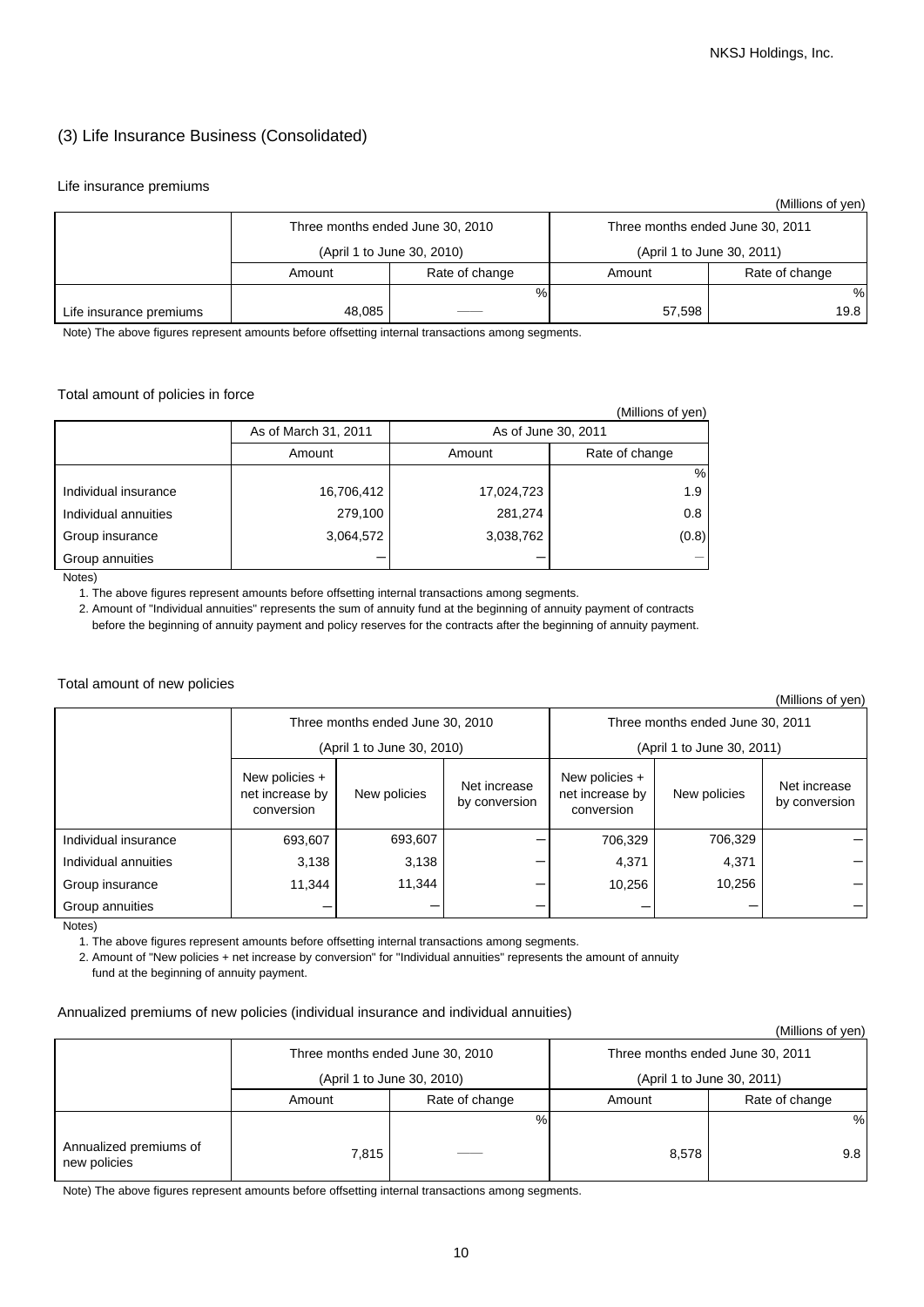### (3) Life Insurance Business (Consolidated)

Life insurance premiums

(Millions of yen)

| | Three months ended June 30, 2010 (April 1 to June 30, 2010) | | Three months ended June 30, 2011 (April 1 to June 30, 2011) | |
|---|---|---|---|---|
| | Amount | Rate of change | Amount | Rate of change |
| | | % | | % |
| Life insurance premiums | 48,085 | —— | 57,598 | 19.8 |

Note) The above figures represent amounts before offsetting internal transactions among segments.

Total amount of policies in force

(Millions of yen)

| | As of March 31, 2011 | As of June 30, 2011 | |
|---|---|---|---|
| | Amount | Amount | Rate of change |
| | | | % |
| Individual insurance | 16,706,412 | 17,024,723 | 1.9 |
| Individual annuities | 279,100 | 281,274 | 0.8 |
| Group insurance | 3,064,572 | 3,038,762 | (0.8) |
| Group annuities | — | — | — |

Notes)

1. The above figures represent amounts before offsetting internal transactions among segments.
2. Amount of "Individual annuities" represents the sum of annuity fund at the beginning of annuity payment of contracts before the beginning of annuity payment and policy reserves for the contracts after the beginning of annuity payment.

Total amount of new policies

(Millions of yen)

| | Three months ended June 30, 2010 (April 1 to June 30, 2010) | | | Three months ended June 30, 2011 (April 1 to June 30, 2011) | | |
|---|---|---|---|---|---|---|
| | New policies + net increase by conversion | New policies | Net increase by conversion | New policies + net increase by conversion | New policies | Net increase by conversion |
| Individual insurance | 693,607 | 693,607 | — | 706,329 | 706,329 | — |
| Individual annuities | 3,138 | 3,138 | — | 4,371 | 4,371 | — |
| Group insurance | 11,344 | 11,344 | — | 10,256 | 10,256 | — |
| Group annuities | — | — | — | — | — | — |

Notes)

1. The above figures represent amounts before offsetting internal transactions among segments.
2. Amount of "New policies + net increase by conversion" for "Individual annuities" represents the amount of annuity fund at the beginning of annuity payment.

Annualized premiums of new policies (individual insurance and individual annuities)

(Millions of yen)

| | Three months ended June 30, 2010 (April 1 to June 30, 2010) | | Three months ended June 30, 2011 (April 1 to June 30, 2011) | |
|---|---|---|---|---|
| | Amount | Rate of change | Amount | Rate of change |
| | | % | | % |
| Annualized premiums of new policies | 7,815 | —— | 8,578 | 9.8 |

Note) The above figures represent amounts before offsetting internal transactions among segments.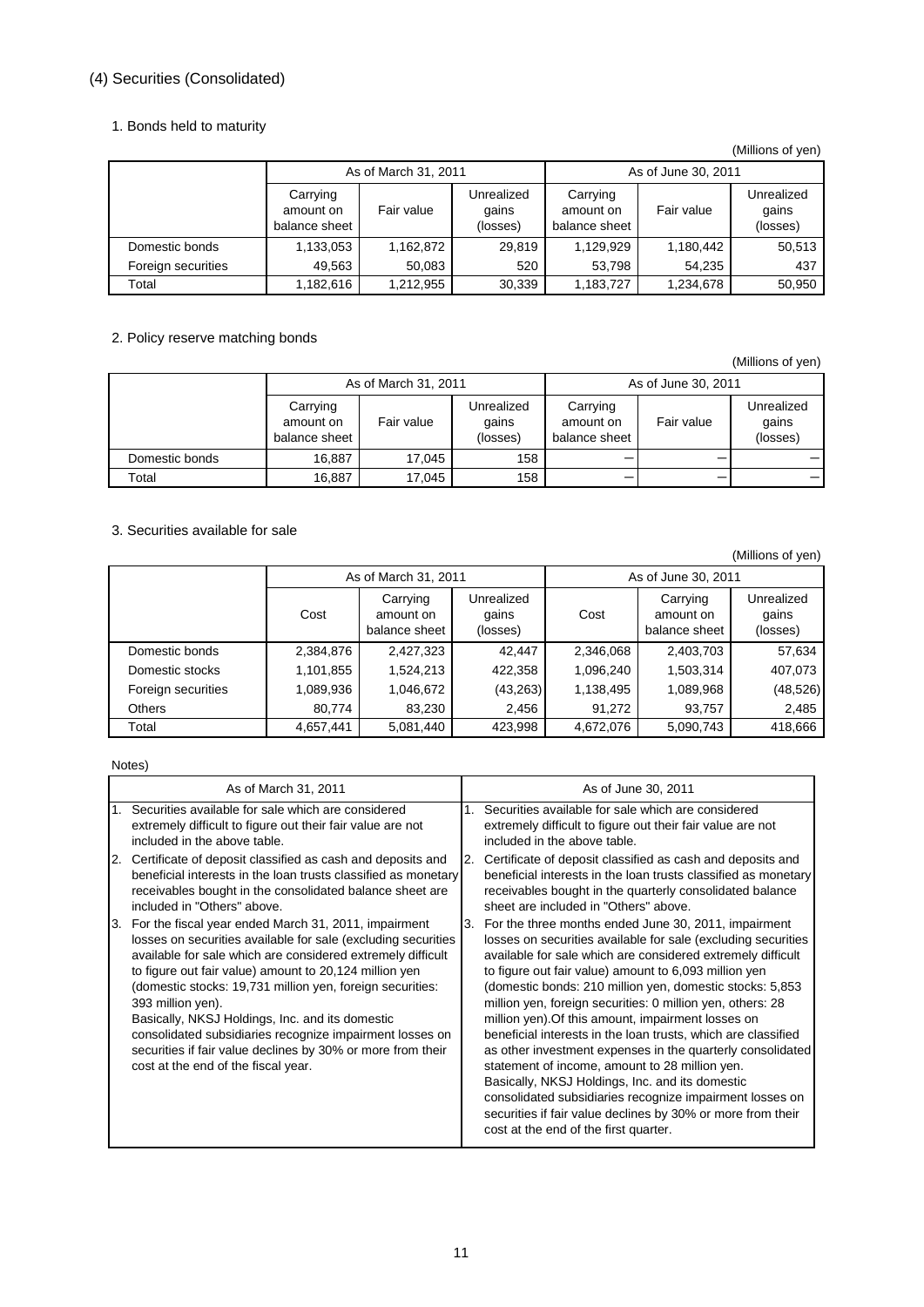## (4) Securities (Consolidated)

### 1. Bonds held to maturity

(Millions of yen)

| | As of March 31, 2011 | | | As of June 30, 2011 | | |
|---|---|---|---|---|---|---|
| | Carrying amount on balance sheet | Fair value | Unrealized gains (losses) | Carrying amount on balance sheet | Fair value | Unrealized gains (losses) |
| Domestic bonds | 1,133,053 | 1,162,872 | 29,819 | 1,129,929 | 1,180,442 | 50,513 |
| Foreign securities | 49,563 | 50,083 | 520 | 53,798 | 54,235 | 437 |
| Total | 1,182,616 | 1,212,955 | 30,339 | 1,183,727 | 1,234,678 | 50,950 |

### 2. Policy reserve matching bonds

(Millions of yen)

| | As of March 31, 2011 | | | As of June 30, 2011 | | |
|---|---|---|---|---|---|---|
| | Carrying amount on balance sheet | Fair value | Unrealized gains (losses) | Carrying amount on balance sheet | Fair value | Unrealized gains (losses) |
| Domestic bonds | 16,887 | 17,045 | 158 | − | − | − |
| Total | 16,887 | 17,045 | 158 | − | − | − |

### 3. Securities available for sale

(Millions of yen)

| | As of March 31, 2011 | | | As of June 30, 2011 | | |
|---|---|---|---|---|---|---|
| | Cost | Carrying amount on balance sheet | Unrealized gains (losses) | Cost | Carrying amount on balance sheet | Unrealized gains (losses) |
| Domestic bonds | 2,384,876 | 2,427,323 | 42,447 | 2,346,068 | 2,403,703 | 57,634 |
| Domestic stocks | 1,101,855 | 1,524,213 | 422,358 | 1,096,240 | 1,503,314 | 407,073 |
| Foreign securities | 1,089,936 | 1,046,672 | (43,263) | 1,138,495 | 1,089,968 | (48,526) |
| Others | 80,774 | 83,230 | 2,456 | 91,272 | 93,757 | 2,485 |
| Total | 4,657,441 | 5,081,440 | 423,998 | 4,672,076 | 5,090,743 | 418,666 |

Notes)

| As of March 31, 2011 | As of June 30, 2011 |
|---|---|
| 1. Securities available for sale which are considered extremely difficult to figure out their fair value are not included in the above table. | 1. Securities available for sale which are considered extremely difficult to figure out their fair value are not included in the above table. |
| 2. Certificate of deposit classified as cash and deposits and beneficial interests in the loan trusts classified as monetary receivables bought in the consolidated balance sheet are included in "Others" above. | 2. Certificate of deposit classified as cash and deposits and beneficial interests in the loan trusts classified as monetary receivables bought in the quarterly consolidated balance sheet are included in "Others" above. |
| 3. For the fiscal year ended March 31, 2011, impairment losses on securities available for sale (excluding securities available for sale which are considered extremely difficult to figure out fair value) amount to 20,124 million yen (domestic stocks: 19,731 million yen, foreign securities: 393 million yen).<br>Basically, NKSJ Holdings, Inc. and its domestic consolidated subsidiaries recognize impairment losses on securities if fair value declines by 30% or more from their cost at the end of the fiscal year. | 3. For the three months ended June 30, 2011, impairment losses on securities available for sale (excluding securities available for sale which are considered extremely difficult to figure out fair value) amount to 6,093 million yen (domestic bonds: 210 million yen, domestic stocks: 5,853 million yen, foreign securities: 0 million yen, others: 28 million yen).Of this amount, impairment losses on beneficial interests in the loan trusts, which are classified as other investment expenses in the quarterly consolidated statement of income, amount to 28 million yen.<br>Basically, NKSJ Holdings, Inc. and its domestic consolidated subsidiaries recognize impairment losses on securities if fair value declines by 30% or more from their cost at the end of the first quarter. |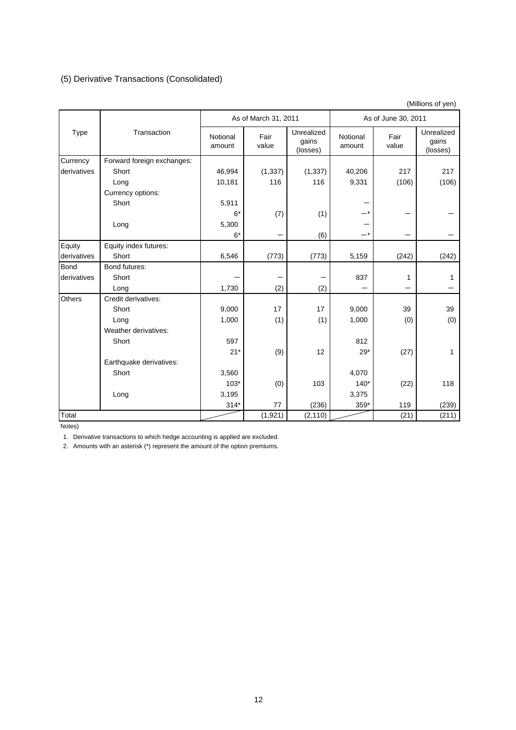## (5) Derivative Transactions (Consolidated)

(Millions of yen)

| Type | Transaction | As of March 31, 2011 | | | As of June 30, 2011 | | |
|---|---|---|---|---|---|---|---|
| | | Notional amount | Fair value | Unrealized gains (losses) | Notional amount | Fair value | Unrealized gains (losses) |
| Currency derivatives | Forward foreign exchanges: | | | | | | |
| | Short | 46,994 | (1,337) | (1,337) | 40,206 | 217 | 217 |
| | Long | 10,181 | 116 | 116 | 9,331 | (106) | (106) |
| | Currency options: | | | | | | |
| | Short | 5,911 | | | ― | | |
| | | 6* | (7) | (1) | ―* | ― | ― |
| | Long | 5,300 | | | ― | | |
| | | 6* | ― | (6) | ―* | ― | ― |
| Equity derivatives | Equity index futures: | | | | | | |
| | Short | 6,546 | (773) | (773) | 5,159 | (242) | (242) |
| Bond derivatives | Bond futures: | | | | | | |
| | Short | ― | ― | ― | 837 | 1 | 1 |
| | Long | 1,730 | (2) | (2) | ― | ― | ― |
| Others | Credit derivatives: | | | | | | |
| | Short | 9,000 | 17 | 17 | 9,000 | 39 | 39 |
| | Long | 1,000 | (1) | (1) | 1,000 | (0) | (0) |
| | Weather derivatives: | | | | | | |
| | Short | 597 | | | 812 | | |
| | | 21* | (9) | 12 | 29* | (27) | 1 |
| | Earthquake derivatives: | | | | | | |
| | Short | 3,560 | | | 4,070 | | |
| | | 103* | (0) | 103 | 140* | (22) | 118 |
| | Long | 3,195 | | | 3,375 | | |
| | | 314* | 77 | (236) | 359* | 119 | (239) |
| Total | | | (1,921) | (2,110) | | (21) | (211) |

Notes)

1. Derivative transactions to which hedge accounting is applied are excluded.
2. Amounts with an asterisk (*) represent the amount of the option premiums.